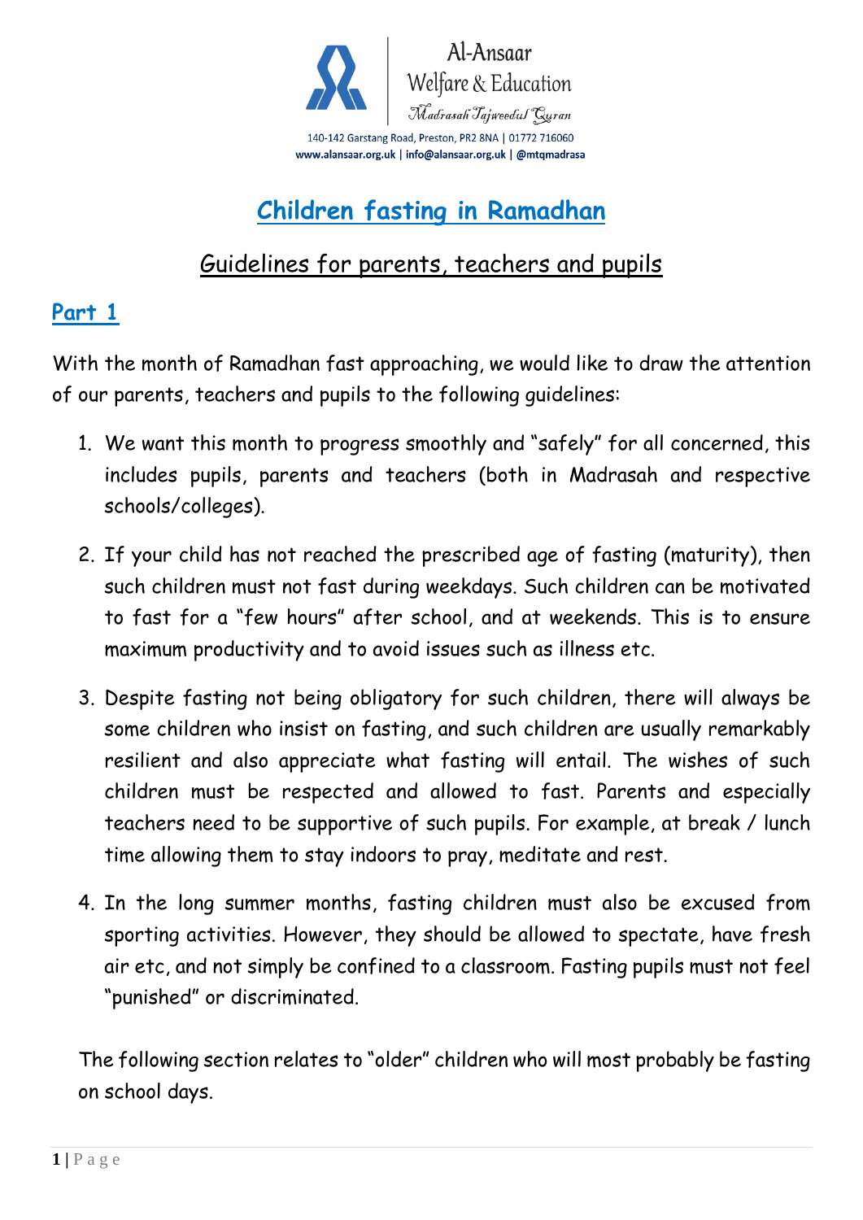Al-Ansaar
Welfare & Education
Madrasah Tajweedul Quran

140-142 Garstang Road, Preston, PR2 8NA | 01772 716060
www.alansaar.org.uk | info@alansaar.org.uk | @mtqmadrasa

# Children fasting in Ramadhan

## Guidelines for parents, teachers and pupils

## Part 1

With the month of Ramadhan fast approaching, we would like to draw the attention of our parents, teachers and pupils to the following guidelines:

1. We want this month to progress smoothly and "safely" for all concerned, this includes pupils, parents and teachers (both in Madrasah and respective schools/colleges).

2. If your child has not reached the prescribed age of fasting (maturity), then such children must not fast during weekdays. Such children can be motivated to fast for a "few hours" after school, and at weekends. This is to ensure maximum productivity and to avoid issues such as illness etc.

3. Despite fasting not being obligatory for such children, there will always be some children who insist on fasting, and such children are usually remarkably resilient and also appreciate what fasting will entail. The wishes of such children must be respected and allowed to fast. Parents and especially teachers need to be supportive of such pupils. For example, at break / lunch time allowing them to stay indoors to pray, meditate and rest.

4. In the long summer months, fasting children must also be excused from sporting activities. However, they should be allowed to spectate, have fresh air etc, and not simply be confined to a classroom. Fasting pupils must not feel "punished" or discriminated.

The following section relates to "older" children who will most probably be fasting on school days.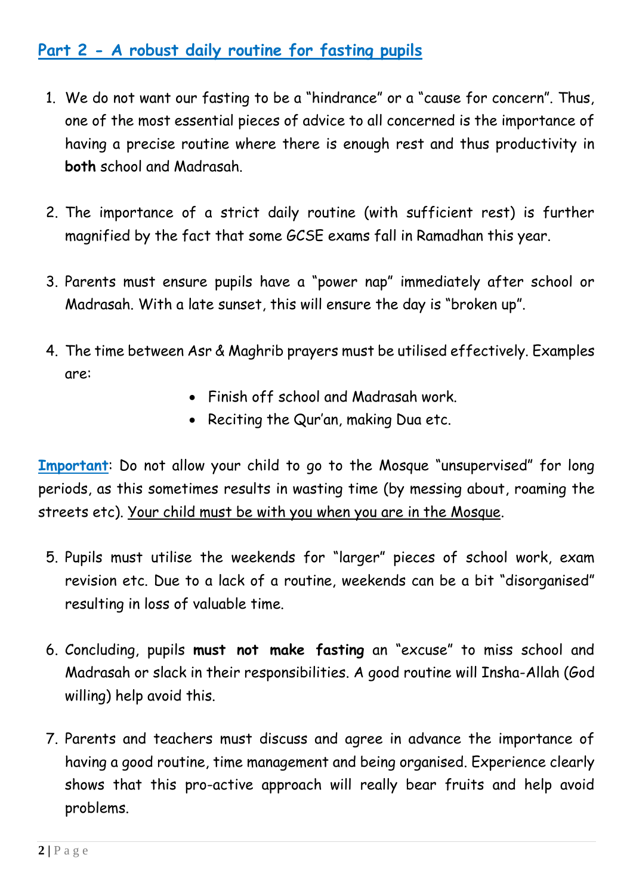## Part 2 - A robust daily routine for fasting pupils

1. We do not want our fasting to be a "hindrance" or a "cause for concern". Thus, one of the most essential pieces of advice to all concerned is the importance of having a precise routine where there is enough rest and thus productivity in **both** school and Madrasah.

2. The importance of a strict daily routine (with sufficient rest) is further magnified by the fact that some GCSE exams fall in Ramadhan this year.

3. Parents must ensure pupils have a "power nap" immediately after school or Madrasah. With a late sunset, this will ensure the day is "broken up".

4. The time between Asr & Maghrib prayers must be utilised effectively. Examples are:
   - Finish off school and Madrasah work.
   - Reciting the Qur'an, making Dua etc.

**Important**: Do not allow your child to go to the Mosque "unsupervised" for long periods, as this sometimes results in wasting time (by messing about, roaming the streets etc). Your child must be with you when you are in the Mosque.

5. Pupils must utilise the weekends for "larger" pieces of school work, exam revision etc. Due to a lack of a routine, weekends can be a bit "disorganised" resulting in loss of valuable time.

6. Concluding, pupils **must not make fasting** an "excuse" to miss school and Madrasah or slack in their responsibilities. A good routine will Insha-Allah (God willing) help avoid this.

7. Parents and teachers must discuss and agree in advance the importance of having a good routine, time management and being organised. Experience clearly shows that this pro-active approach will really bear fruits and help avoid problems.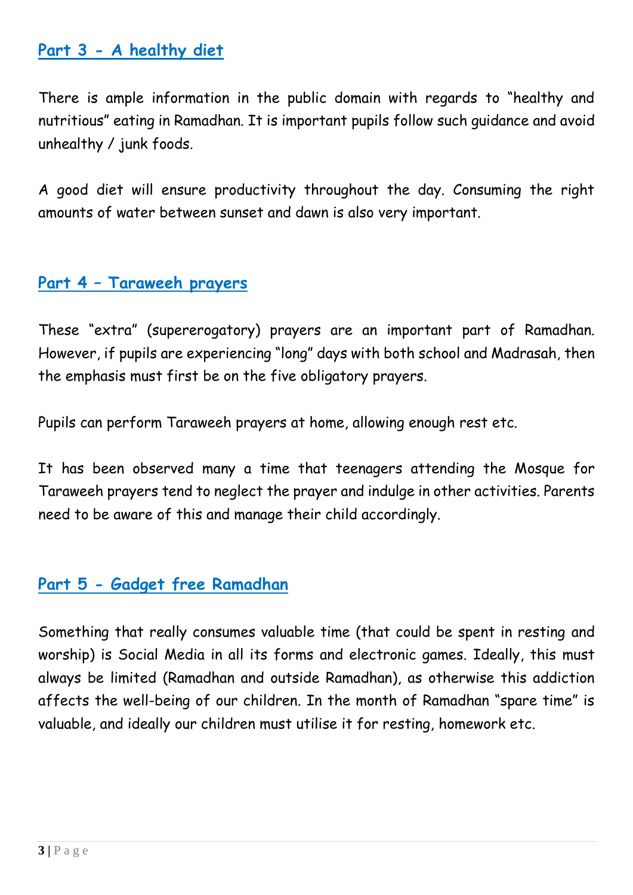## Part 3 - A healthy diet

There is ample information in the public domain with regards to "healthy and nutritious" eating in Ramadhan. It is important pupils follow such guidance and avoid unhealthy / junk foods.

A good diet will ensure productivity throughout the day. Consuming the right amounts of water between sunset and dawn is also very important.

## Part 4 – Taraweeh prayers

These "extra" (supererogatory) prayers are an important part of Ramadhan. However, if pupils are experiencing "long" days with both school and Madrasah, then the emphasis must first be on the five obligatory prayers.

Pupils can perform Taraweeh prayers at home, allowing enough rest etc.

It has been observed many a time that teenagers attending the Mosque for Taraweeh prayers tend to neglect the prayer and indulge in other activities. Parents need to be aware of this and manage their child accordingly.

## Part 5 - Gadget free Ramadhan

Something that really consumes valuable time (that could be spent in resting and worship) is Social Media in all its forms and electronic games. Ideally, this must always be limited (Ramadhan and outside Ramadhan), as otherwise this addiction affects the well-being of our children. In the month of Ramadhan "spare time" is valuable, and ideally our children must utilise it for resting, homework etc.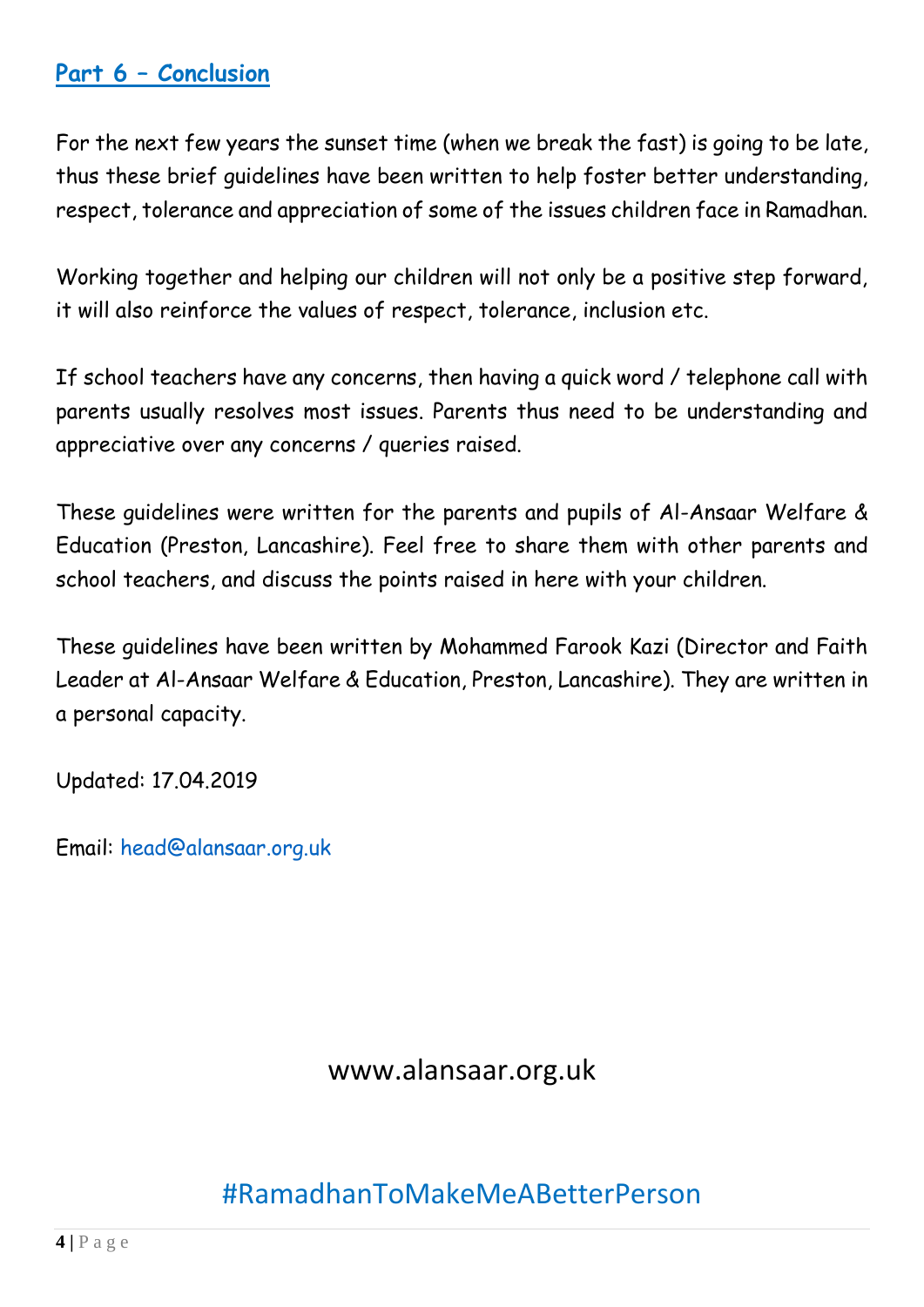## Part 6 – Conclusion

For the next few years the sunset time (when we break the fast) is going to be late, thus these brief guidelines have been written to help foster better understanding, respect, tolerance and appreciation of some of the issues children face in Ramadhan.

Working together and helping our children will not only be a positive step forward, it will also reinforce the values of respect, tolerance, inclusion etc.

If school teachers have any concerns, then having a quick word / telephone call with parents usually resolves most issues. Parents thus need to be understanding and appreciative over any concerns / queries raised.

These guidelines were written for the parents and pupils of Al-Ansaar Welfare & Education (Preston, Lancashire). Feel free to share them with other parents and school teachers, and discuss the points raised in here with your children.

These guidelines have been written by Mohammed Farook Kazi (Director and Faith Leader at Al-Ansaar Welfare & Education, Preston, Lancashire). They are written in a personal capacity.

Updated: 17.04.2019

Email: head@alansaar.org.uk

www.alansaar.org.uk

#RamadhanToMakeMeABetterPerson